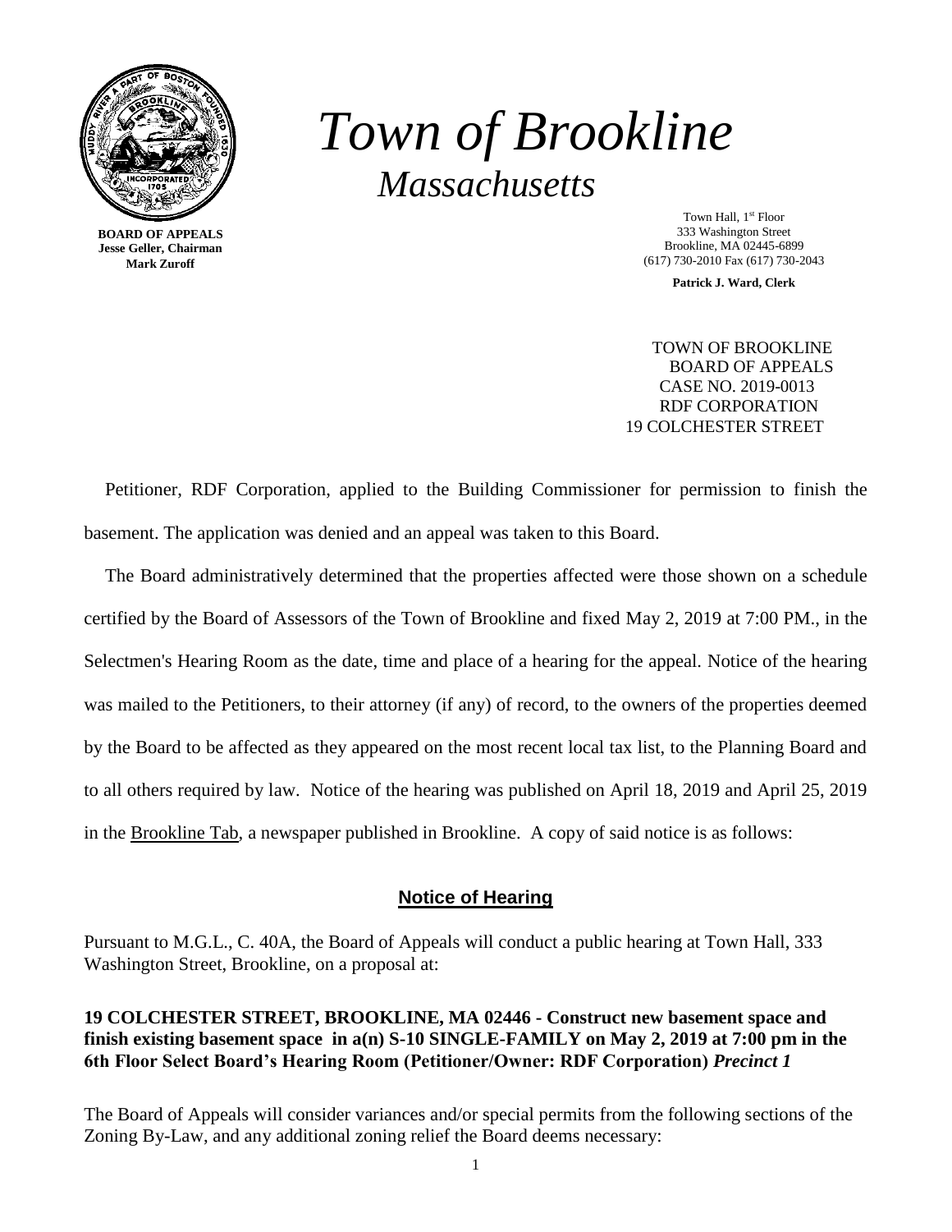**BOARD OF APPEALS**
**Jesse Geller, Chairman**
**Mark Zuroff**

# *Town of Brookline*

## *Massachusetts*

Town Hall, 1st Floor
333 Washington Street
Brookline, MA 02445-6899
(617) 730-2010 Fax (617) 730-2043

**Patrick J. Ward, Clerk**

TOWN OF BROOKLINE
BOARD OF APPEALS
CASE NO. 2019-0013
RDF CORPORATION
19 COLCHESTER STREET

Petitioner, RDF Corporation, applied to the Building Commissioner for permission to finish the basement. The application was denied and an appeal was taken to this Board.

The Board administratively determined that the properties affected were those shown on a schedule certified by the Board of Assessors of the Town of Brookline and fixed May 2, 2019 at 7:00 PM., in the Selectmen's Hearing Room as the date, time and place of a hearing for the appeal. Notice of the hearing was mailed to the Petitioners, to their attorney (if any) of record, to the owners of the properties deemed by the Board to be affected as they appeared on the most recent local tax list, to the Planning Board and to all others required by law. Notice of the hearing was published on April 18, 2019 and April 25, 2019 in the Brookline Tab, a newspaper published in Brookline. A copy of said notice is as follows:

### **Notice of Hearing**

Pursuant to M.G.L., C. 40A, the Board of Appeals will conduct a public hearing at Town Hall, 333 Washington Street, Brookline, on a proposal at:

**19 COLCHESTER STREET, BROOKLINE, MA 02446 - Construct new basement space and finish existing basement space in a(n) S-10 SINGLE-FAMILY on May 2, 2019 at 7:00 pm in the 6th Floor Select Board's Hearing Room (Petitioner/Owner: RDF Corporation)** ***Precinct 1***

The Board of Appeals will consider variances and/or special permits from the following sections of the Zoning By-Law, and any additional zoning relief the Board deems necessary: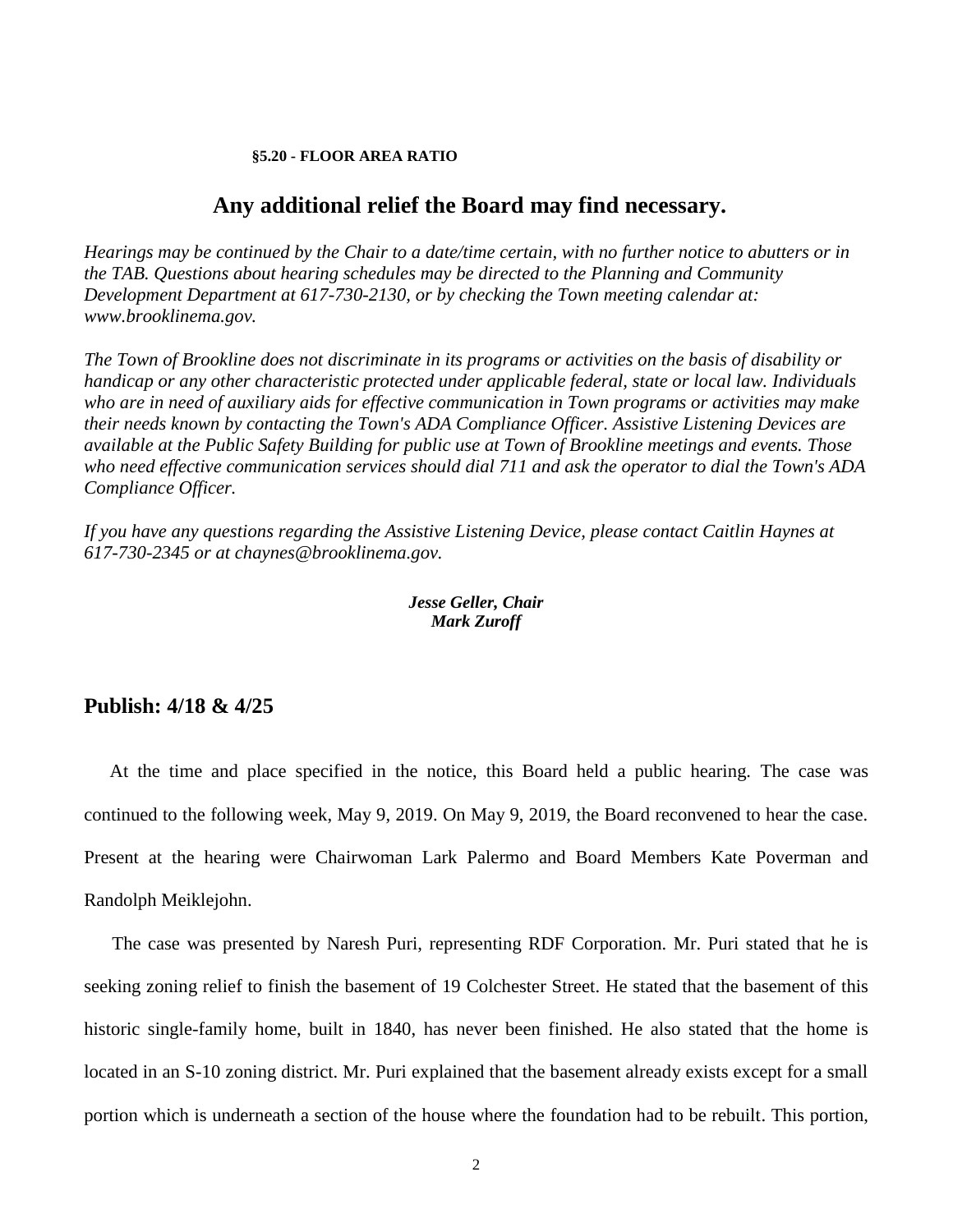**§5.20 - FLOOR AREA RATIO**

## Any additional relief the Board may find necessary.

*Hearings may be continued by the Chair to a date/time certain, with no further notice to abutters or in the TAB. Questions about hearing schedules may be directed to the Planning and Community Development Department at 617-730-2130, or by checking the Town meeting calendar at: www.brooklinema.gov.*

*The Town of Brookline does not discriminate in its programs or activities on the basis of disability or handicap or any other characteristic protected under applicable federal, state or local law. Individuals who are in need of auxiliary aids for effective communication in Town programs or activities may make their needs known by contacting the Town's ADA Compliance Officer. Assistive Listening Devices are available at the Public Safety Building for public use at Town of Brookline meetings and events. Those who need effective communication services should dial 711 and ask the operator to dial the Town's ADA Compliance Officer.*

*If you have any questions regarding the Assistive Listening Device, please contact Caitlin Haynes at 617-730-2345 or at chaynes@brooklinema.gov.*

***Jesse Geller, Chair***
***Mark Zuroff***

**Publish: 4/18 & 4/25**

At the time and place specified in the notice, this Board held a public hearing. The case was continued to the following week, May 9, 2019. On May 9, 2019, the Board reconvened to hear the case. Present at the hearing were Chairwoman Lark Palermo and Board Members Kate Poverman and Randolph Meiklejohn.

The case was presented by Naresh Puri, representing RDF Corporation. Mr. Puri stated that he is seeking zoning relief to finish the basement of 19 Colchester Street. He stated that the basement of this historic single-family home, built in 1840, has never been finished. He also stated that the home is located in an S-10 zoning district. Mr. Puri explained that the basement already exists except for a small portion which is underneath a section of the house where the foundation had to be rebuilt. This portion,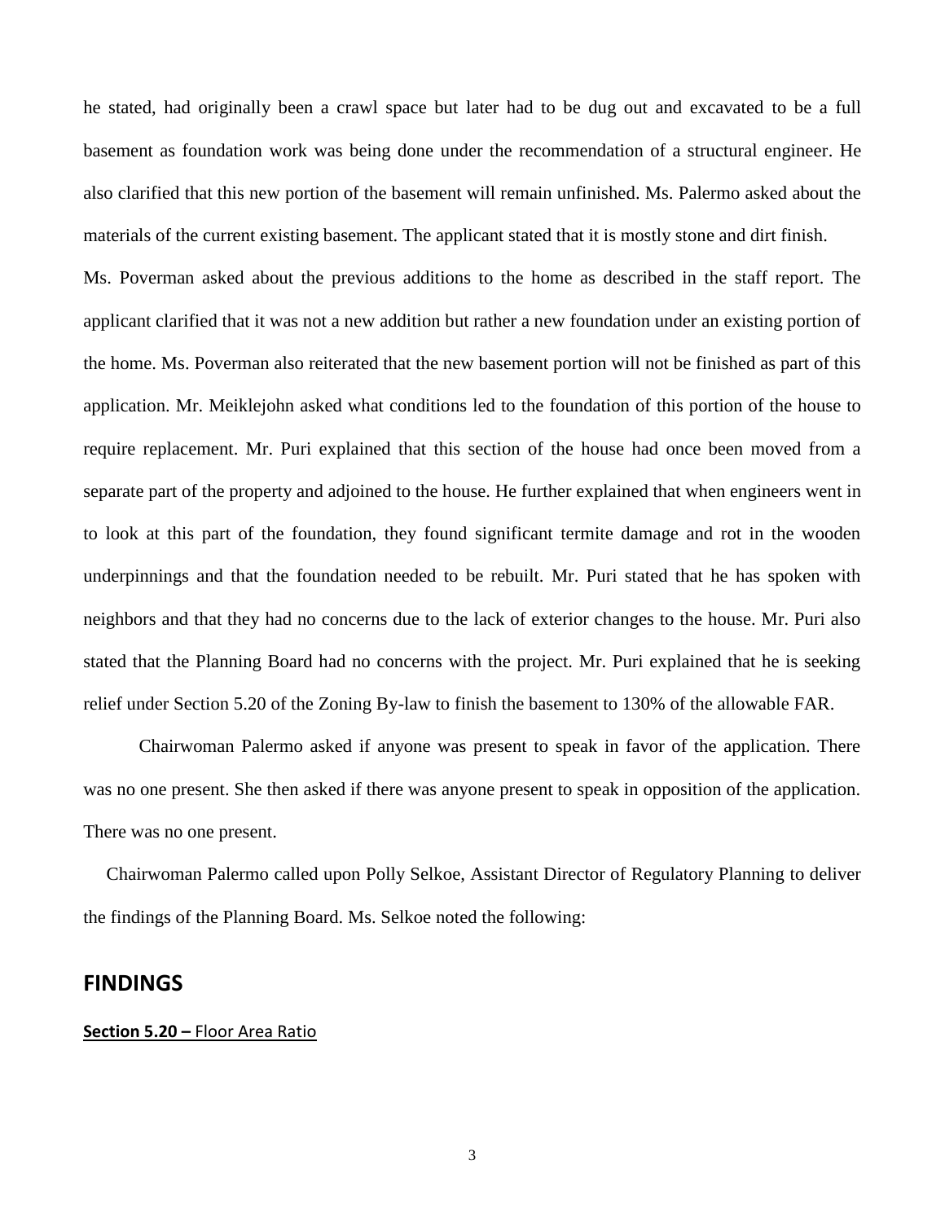he stated, had originally been a crawl space but later had to be dug out and excavated to be a full basement as foundation work was being done under the recommendation of a structural engineer. He also clarified that this new portion of the basement will remain unfinished. Ms. Palermo asked about the materials of the current existing basement. The applicant stated that it is mostly stone and dirt finish.

Ms. Poverman asked about the previous additions to the home as described in the staff report. The applicant clarified that it was not a new addition but rather a new foundation under an existing portion of the home. Ms. Poverman also reiterated that the new basement portion will not be finished as part of this application. Mr. Meiklejohn asked what conditions led to the foundation of this portion of the house to require replacement. Mr. Puri explained that this section of the house had once been moved from a separate part of the property and adjoined to the house. He further explained that when engineers went in to look at this part of the foundation, they found significant termite damage and rot in the wooden underpinnings and that the foundation needed to be rebuilt. Mr. Puri stated that he has spoken with neighbors and that they had no concerns due to the lack of exterior changes to the house. Mr. Puri also stated that the Planning Board had no concerns with the project. Mr. Puri explained that he is seeking relief under Section 5.20 of the Zoning By-law to finish the basement to 130% of the allowable FAR.

Chairwoman Palermo asked if anyone was present to speak in favor of the application. There was no one present. She then asked if there was anyone present to speak in opposition of the application. There was no one present.

Chairwoman Palermo called upon Polly Selkoe, Assistant Director of Regulatory Planning to deliver the findings of the Planning Board. Ms. Selkoe noted the following:

## FINDINGS

**Section 5.20 –** Floor Area Ratio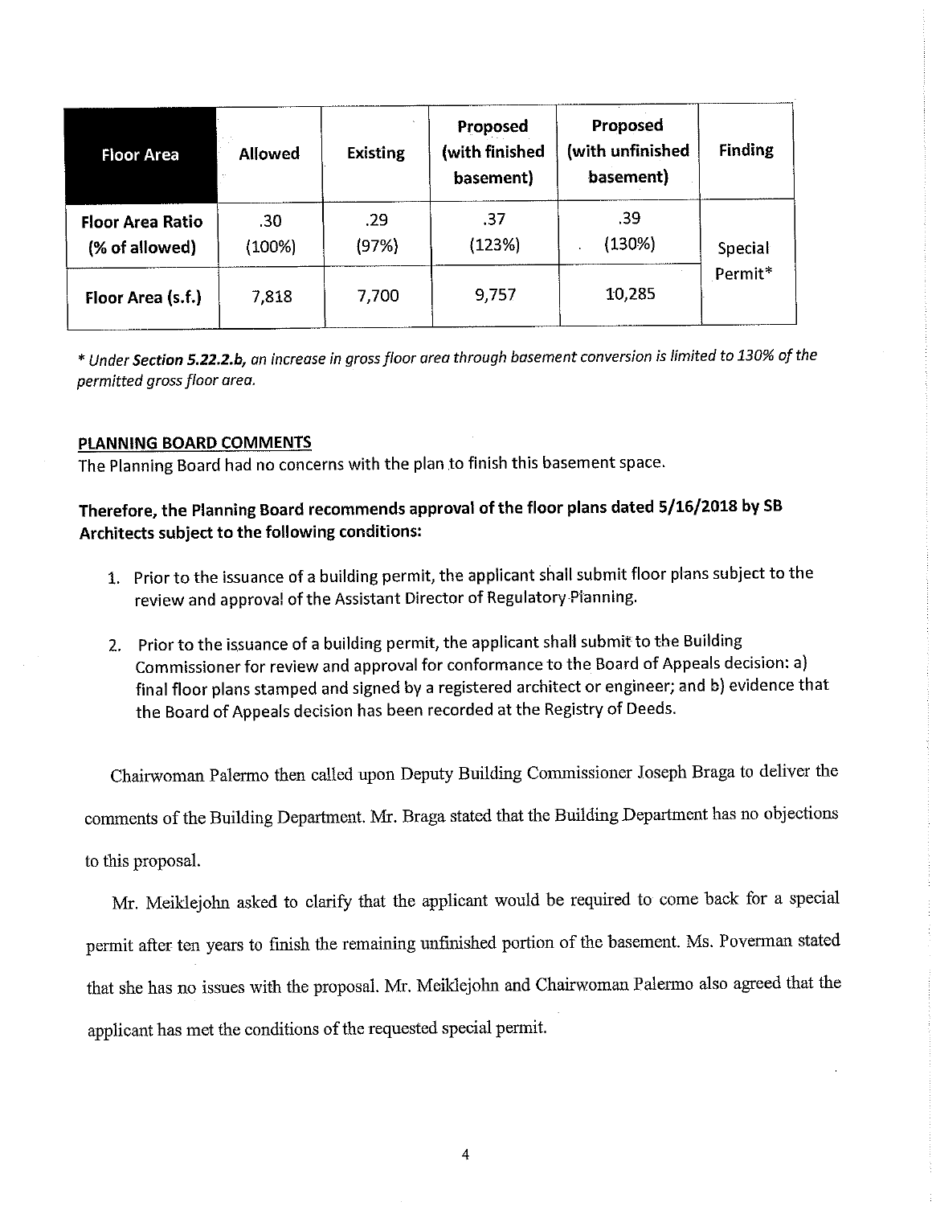| Floor Area | Allowed | Existing | Proposed (with finished basement) | Proposed (with unfinished basement) | Finding |
|---|---|---|---|---|---|
| Floor Area Ratio (% of allowed) | .30 (100%) | .29 (97%) | .37 (123%) | .39 (130%) | Special Permit* |
| Floor Area (s.f.) | 7,818 | 7,700 | 9,757 | 10,285 | |

*\* Under **Section 5.22.2.b,** an increase in gross floor area through basement conversion is limited to 130% of the permitted gross floor area.*

**PLANNING BOARD COMMENTS**

The Planning Board had no concerns with the plan to finish this basement space.

**Therefore, the Planning Board recommends approval of the floor plans dated 5/16/2018 by SB Architects subject to the following conditions:**

1. Prior to the issuance of a building permit, the applicant shall submit floor plans subject to the review and approval of the Assistant Director of Regulatory Planning.
2. Prior to the issuance of a building permit, the applicant shall submit to the Building Commissioner for review and approval for conformance to the Board of Appeals decision: a) final floor plans stamped and signed by a registered architect or engineer; and b) evidence that the Board of Appeals decision has been recorded at the Registry of Deeds.

Chairwoman Palermo then called upon Deputy Building Commissioner Joseph Braga to deliver the comments of the Building Department. Mr. Braga stated that the Building Department has no objections to this proposal.

Mr. Meiklejohn asked to clarify that the applicant would be required to come back for a special permit after ten years to finish the remaining unfinished portion of the basement. Ms. Poverman stated that she has no issues with the proposal. Mr. Meiklejohn and Chairwoman Palermo also agreed that the applicant has met the conditions of the requested special permit.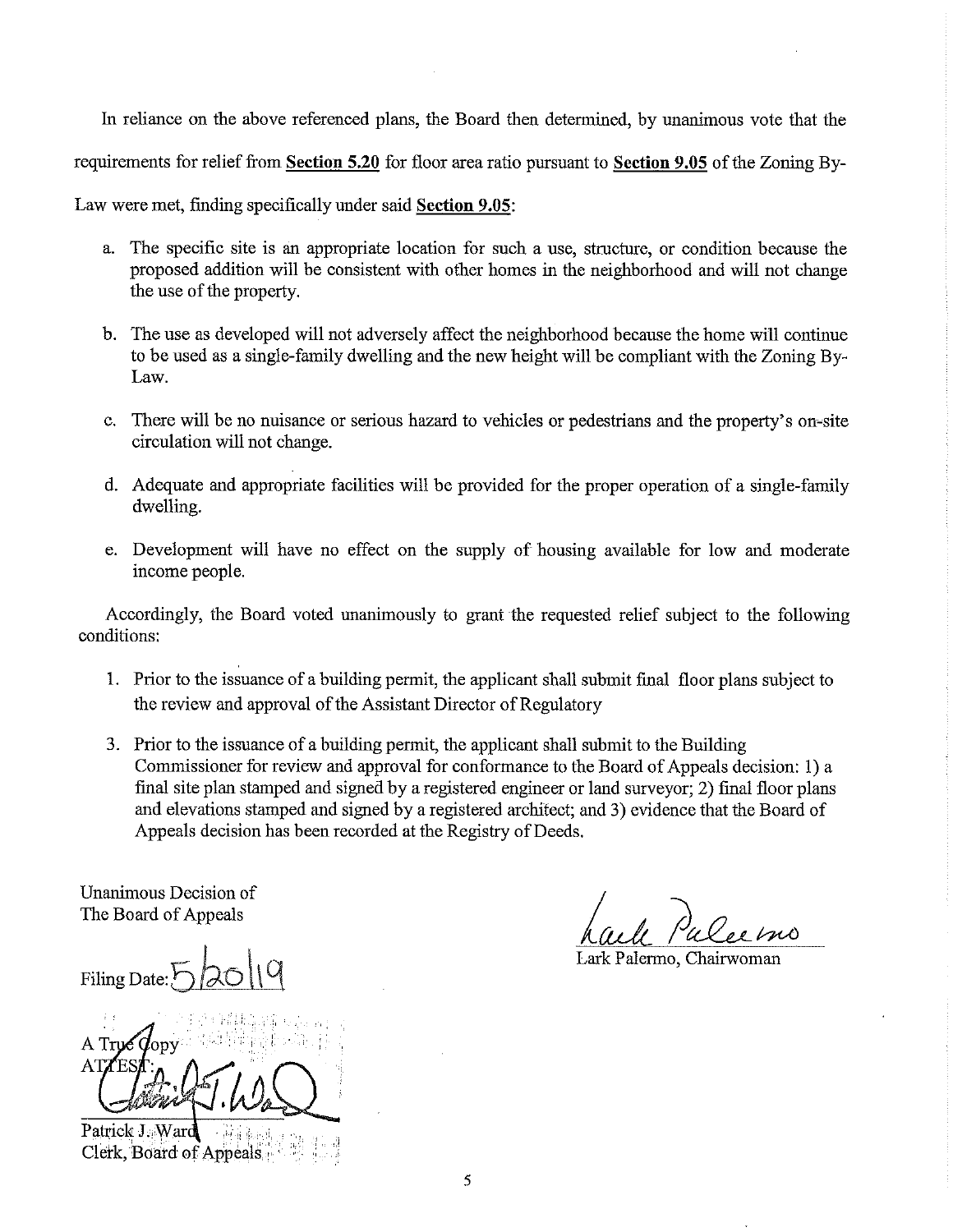In reliance on the above referenced plans, the Board then determined, by unanimous vote that the requirements for relief from **Section 5.20** for floor area ratio pursuant to **Section 9.05** of the Zoning By-Law were met, finding specifically under said **Section 9.05**:

a. The specific site is an appropriate location for such a use, structure, or condition because the proposed addition will be consistent with other homes in the neighborhood and will not change the use of the property.

b. The use as developed will not adversely affect the neighborhood because the home will continue to be used as a single-family dwelling and the new height will be compliant with the Zoning By-Law.

c. There will be no nuisance or serious hazard to vehicles or pedestrians and the property's on-site circulation will not change.

d. Adequate and appropriate facilities will be provided for the proper operation of a single-family dwelling.

e. Development will have no effect on the supply of housing available for low and moderate income people.

Accordingly, the Board voted unanimously to grant the requested relief subject to the following conditions:

1. Prior to the issuance of a building permit, the applicant shall submit final floor plans subject to the review and approval of the Assistant Director of Regulatory

3. Prior to the issuance of a building permit, the applicant shall submit to the Building Commissioner for review and approval for conformance to the Board of Appeals decision: 1) a final site plan stamped and signed by a registered engineer or land surveyor; 2) final floor plans and elevations stamped and signed by a registered architect; and 3) evidence that the Board of Appeals decision has been recorded at the Registry of Deeds.

Unanimous Decision of
The Board of Appeals

Filing Date: 5/20/19

A True Copy
ATTEST:

Patrick J. Ward
Clerk, Board of Appeals

Lark Palermo, Chairwoman